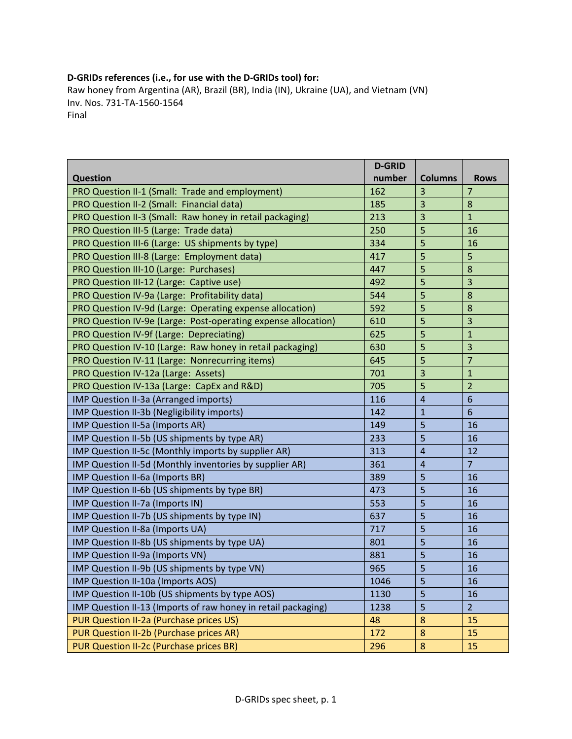**D-GRIDs references (i.e., for use with the D-GRIDs tool) for:**

Raw honey from Argentina (AR), Brazil (BR), India (IN), Ukraine (UA), and Vietnam (VN)
Inv. Nos. 731-TA-1560-1564
Final

| Question | D-GRID number | Columns | Rows |
|---|---|---|---|
| PRO Question II-1 (Small: Trade and employment) | 162 | 3 | 7 |
| PRO Question II-2 (Small: Financial data) | 185 | 3 | 8 |
| PRO Question II-3 (Small: Raw honey in retail packaging) | 213 | 3 | 1 |
| PRO Question III-5 (Large: Trade data) | 250 | 5 | 16 |
| PRO Question III-6 (Large: US shipments by type) | 334 | 5 | 16 |
| PRO Question III-8 (Large: Employment data) | 417 | 5 | 5 |
| PRO Question III-10 (Large: Purchases) | 447 | 5 | 8 |
| PRO Question III-12 (Large: Captive use) | 492 | 5 | 3 |
| PRO Question IV-9a (Large: Profitability data) | 544 | 5 | 8 |
| PRO Question IV-9d (Large: Operating expense allocation) | 592 | 5 | 8 |
| PRO Question IV-9e (Large: Post-operating expense allocation) | 610 | 5 | 3 |
| PRO Question IV-9f (Large: Depreciating) | 625 | 5 | 1 |
| PRO Question IV-10 (Large: Raw honey in retail packaging) | 630 | 5 | 3 |
| PRO Question IV-11 (Large: Nonrecurring items) | 645 | 5 | 7 |
| PRO Question IV-12a (Large: Assets) | 701 | 3 | 1 |
| PRO Question IV-13a (Large: CapEx and R&D) | 705 | 5 | 2 |
| IMP Question II-3a (Arranged imports) | 116 | 4 | 6 |
| IMP Question II-3b (Negligibility imports) | 142 | 1 | 6 |
| IMP Question II-5a (Imports AR) | 149 | 5 | 16 |
| IMP Question II-5b (US shipments by type AR) | 233 | 5 | 16 |
| IMP Question II-5c (Monthly imports by supplier AR) | 313 | 4 | 12 |
| IMP Question II-5d (Monthly inventories by supplier AR) | 361 | 4 | 7 |
| IMP Question II-6a (Imports BR) | 389 | 5 | 16 |
| IMP Question II-6b (US shipments by type BR) | 473 | 5 | 16 |
| IMP Question II-7a (Imports IN) | 553 | 5 | 16 |
| IMP Question II-7b (US shipments by type IN) | 637 | 5 | 16 |
| IMP Question II-8a (Imports UA) | 717 | 5 | 16 |
| IMP Question II-8b (US shipments by type UA) | 801 | 5 | 16 |
| IMP Question II-9a (Imports VN) | 881 | 5 | 16 |
| IMP Question II-9b (US shipments by type VN) | 965 | 5 | 16 |
| IMP Question II-10a (Imports AOS) | 1046 | 5 | 16 |
| IMP Question II-10b (US shipments by type AOS) | 1130 | 5 | 16 |
| IMP Question II-13 (Imports of raw honey in retail packaging) | 1238 | 5 | 2 |
| PUR Question II-2a (Purchase prices US) | 48 | 8 | 15 |
| PUR Question II-2b (Purchase prices AR) | 172 | 8 | 15 |
| PUR Question II-2c (Purchase prices BR) | 296 | 8 | 15 |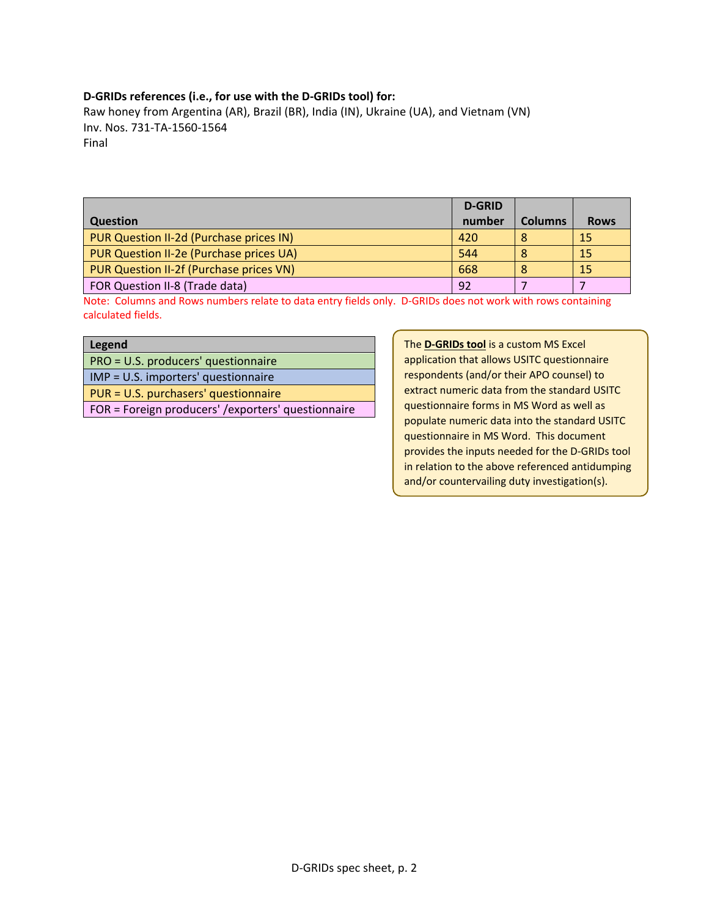**D-GRIDs references (i.e., for use with the D-GRIDs tool) for:**

Raw honey from Argentina (AR), Brazil (BR), India (IN), Ukraine (UA), and Vietnam (VN)

Inv. Nos. 731-TA-1560-1564

Final

| Question | D-GRID number | Columns | Rows |
|---|---|---|---|
| PUR Question II-2d (Purchase prices IN) | 420 | 8 | 15 |
| PUR Question II-2e (Purchase prices UA) | 544 | 8 | 15 |
| PUR Question II-2f (Purchase prices VN) | 668 | 8 | 15 |
| FOR Question II-8 (Trade data) | 92 | 7 | 7 |

Note: Columns and Rows numbers relate to data entry fields only. D-GRIDs does not work with rows containing calculated fields.

| Legend |
|---|
| PRO = U.S. producers' questionnaire |
| IMP = U.S. importers' questionnaire |
| PUR = U.S. purchasers' questionnaire |
| FOR = Foreign producers' /exporters' questionnaire |

The **D-GRIDs tool** is a custom MS Excel application that allows USITC questionnaire respondents (and/or their APO counsel) to extract numeric data from the standard USITC questionnaire forms in MS Word as well as populate numeric data into the standard USITC questionnaire in MS Word. This document provides the inputs needed for the D-GRIDs tool in relation to the above referenced antidumping and/or countervailing duty investigation(s).